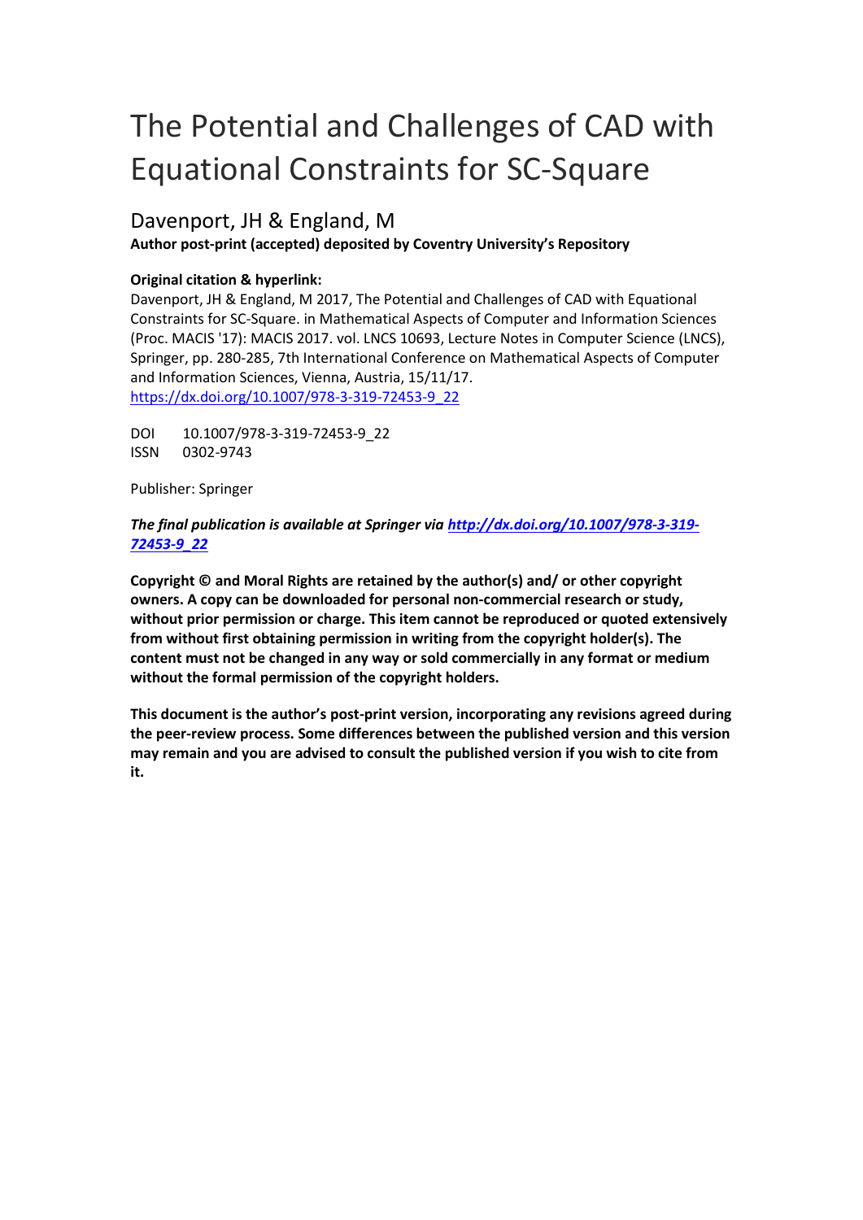# The Potential and Challenges of CAD with Equational Constraints for SC-Square

Davenport, JH & England, M

**Author post-print (accepted) deposited by Coventry University's Repository**

**Original citation & hyperlink:**

Davenport, JH & England, M 2017, The Potential and Challenges of CAD with Equational Constraints for SC-Square. in Mathematical Aspects of Computer and Information Sciences (Proc. MACIS '17): MACIS 2017. vol. LNCS 10693, Lecture Notes in Computer Science (LNCS), Springer, pp. 280-285, 7th International Conference on Mathematical Aspects of Computer and Information Sciences, Vienna, Austria, 15/11/17.
https://dx.doi.org/10.1007/978-3-319-72453-9_22

DOI 10.1007/978-3-319-72453-9_22
ISSN 0302-9743

Publisher: Springer

***The final publication is available at Springer via http://dx.doi.org/10.1007/978-3-319-72453-9_22***

**Copyright © and Moral Rights are retained by the author(s) and/ or other copyright owners. A copy can be downloaded for personal non-commercial research or study, without prior permission or charge. This item cannot be reproduced or quoted extensively from without first obtaining permission in writing from the copyright holder(s). The content must not be changed in any way or sold commercially in any format or medium without the formal permission of the copyright holders.**

**This document is the author's post-print version, incorporating any revisions agreed during the peer-review process. Some differences between the published version and this version may remain and you are advised to consult the published version if you wish to cite from it.**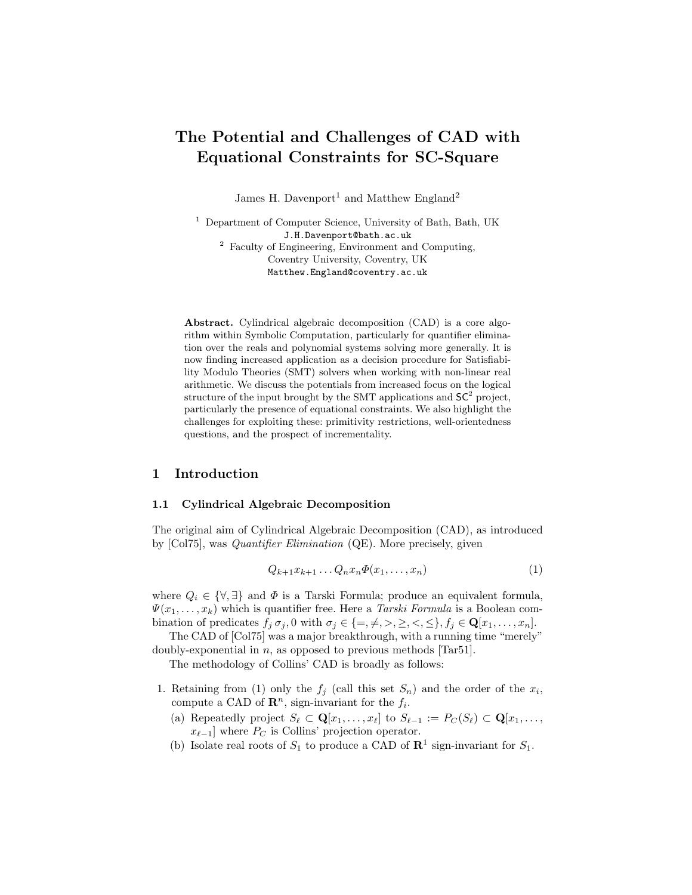# The Potential and Challenges of CAD with Equational Constraints for SC-Square

James H. Davenport[1] and Matthew England[2]

[1] Department of Computer Science, University of Bath, Bath, UK
J.H.Davenport@bath.ac.uk
[2] Faculty of Engineering, Environment and Computing, Coventry University, Coventry, UK
Matthew.England@coventry.ac.uk

**Abstract.** Cylindrical algebraic decomposition (CAD) is a core algorithm within Symbolic Computation, particularly for quantifier elimination over the reals and polynomial systems solving more generally. It is now finding increased application as a decision procedure for Satisfiability Modulo Theories (SMT) solvers when working with non-linear real arithmetic. We discuss the potentials from increased focus on the logical structure of the input brought by the SMT applications and $\mathsf{SC}^2$ project, particularly the presence of equational constraints. We also highlight the challenges for exploiting these: primitivity restrictions, well-orientedness questions, and the prospect of incrementality.

## 1 Introduction

### 1.1 Cylindrical Algebraic Decomposition

The original aim of Cylindrical Algebraic Decomposition (CAD), as introduced by [Col75], was *Quantifier Elimination* (QE). More precisely, given

$$Q_{k+1}x_{k+1} \ldots Q_n x_n \Phi(x_1, \ldots, x_n) \tag{1}$$

where $Q_i \in \{\forall, \exists\}$ and $\Phi$ is a Tarski Formula; produce an equivalent formula, $\Psi(x_1, \ldots, x_k)$ which is quantifier free. Here a *Tarski Formula* is a Boolean combination of predicates $f_j \, \sigma_j, 0$ with $\sigma_j \in \{=, \neq, >, \geq, <, \leq\}$, $f_j \in \mathbf{Q}[x_1, \ldots, x_n]$.

The CAD of [Col75] was a major breakthrough, with a running time "merely" doubly-exponential in $n$, as opposed to previous methods [Tar51].

The methodology of Collins' CAD is broadly as follows:

1. Retaining from (1) only the $f_j$ (call this set $S_n$) and the order of the $x_i$, compute a CAD of $\mathbf{R}^n$, sign-invariant for the $f_i$.
   (a) Repeatedly project $S_\ell \subset \mathbf{Q}[x_1, \ldots, x_\ell]$ to $S_{\ell-1} := P_C(S_\ell) \subset \mathbf{Q}[x_1, \ldots, x_{\ell-1}]$ where $P_C$ is Collins' projection operator.
   (b) Isolate real roots of $S_1$ to produce a CAD of $\mathbf{R}^1$ sign-invariant for $S_1$.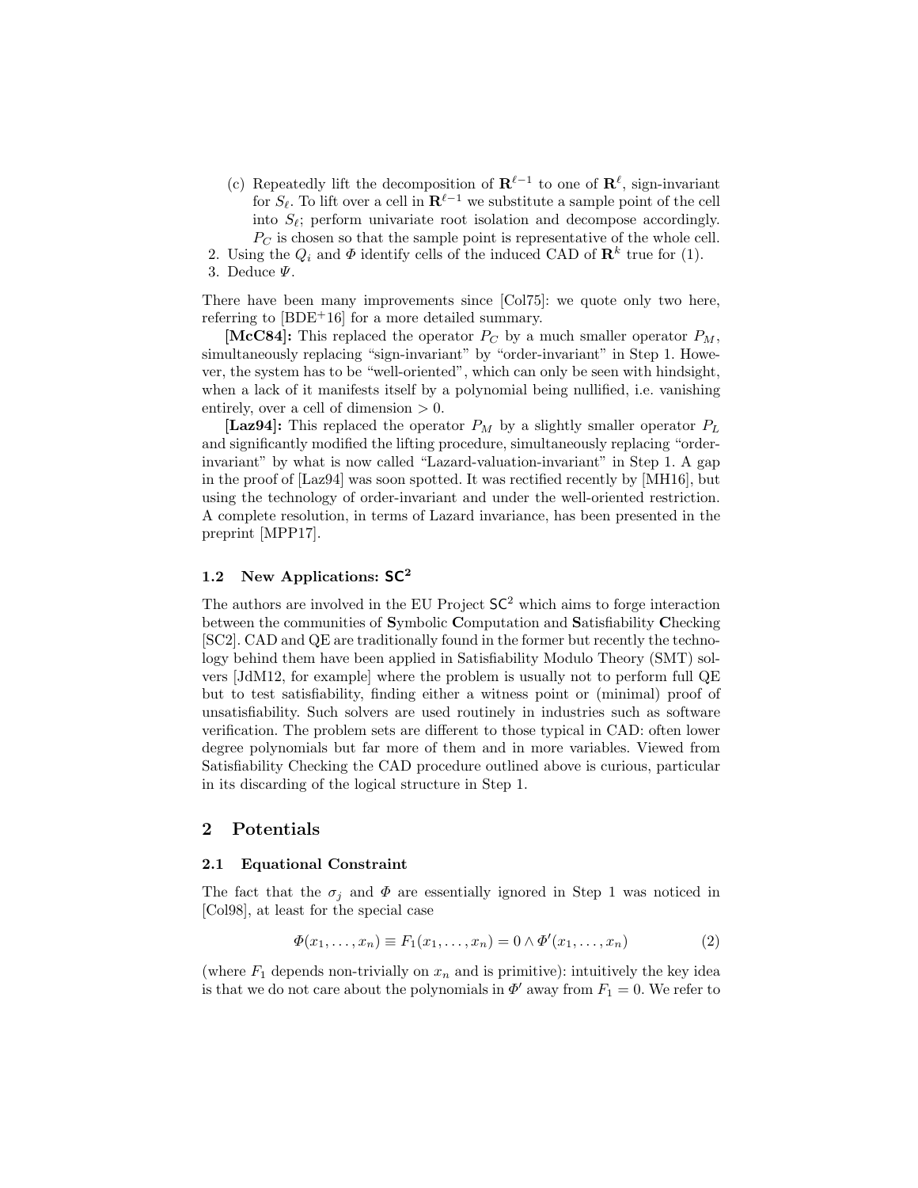(c) Repeatedly lift the decomposition of $\mathbf{R}^{\ell-1}$ to one of $\mathbf{R}^{\ell}$, sign-invariant for $S_\ell$. To lift over a cell in $\mathbf{R}^{\ell-1}$ we substitute a sample point of the cell into $S_\ell$; perform univariate root isolation and decompose accordingly. $P_C$ is chosen so that the sample point is representative of the whole cell.

2. Using the $Q_i$ and $\Phi$ identify cells of the induced CAD of $\mathbf{R}^k$ true for (1).
3. Deduce $\Psi$.

There have been many improvements since [Col75]: we quote only two here, referring to [BDE+16] for a more detailed summary.

**[McC84]:** This replaced the operator $P_C$ by a much smaller operator $P_M$, simultaneously replacing "sign-invariant" by "order-invariant" in Step 1. However, the system has to be "well-oriented", which can only be seen with hindsight, when a lack of it manifests itself by a polynomial being nullified, i.e. vanishing entirely, over a cell of dimension $> 0$.

**[Laz94]:** This replaced the operator $P_M$ by a slightly smaller operator $P_L$ and significantly modified the lifting procedure, simultaneously replacing "order-invariant" by what is now called "Lazard-valuation-invariant" in Step 1. A gap in the proof of [Laz94] was soon spotted. It was rectified recently by [MH16], but using the technology of order-invariant and under the well-oriented restriction. A complete resolution, in terms of Lazard invariance, has been presented in the preprint [MPP17].

### 1.2 New Applications: $\mathsf{SC}^2$

The authors are involved in the EU Project $\mathsf{SC}^2$ which aims to forge interaction between the communities of **S**ymbolic **C**omputation and **S**atisfiability **C**hecking [SC2]. CAD and QE are traditionally found in the former but recently the technology behind them have been applied in Satisfiability Modulo Theory (SMT) solvers [JdM12, for example] where the problem is usually not to perform full QE but to test satisfiability, finding either a witness point or (minimal) proof of unsatisfiability. Such solvers are used routinely in industries such as software verification. The problem sets are different to those typical in CAD: often lower degree polynomials but far more of them and in more variables. Viewed from Satisfiability Checking the CAD procedure outlined above is curious, particular in its discarding of the logical structure in Step 1.

## 2 Potentials

### 2.1 Equational Constraint

The fact that the $\sigma_j$ and $\Phi$ are essentially ignored in Step 1 was noticed in [Col98], at least for the special case

$$\Phi(x_1, \ldots, x_n) \equiv F_1(x_1, \ldots, x_n) = 0 \wedge \Phi'(x_1, \ldots, x_n) \qquad (2)$$

(where $F_1$ depends non-trivially on $x_n$ and is primitive): intuitively the key idea is that we do not care about the polynomials in $\Phi'$ away from $F_1 = 0$. We refer to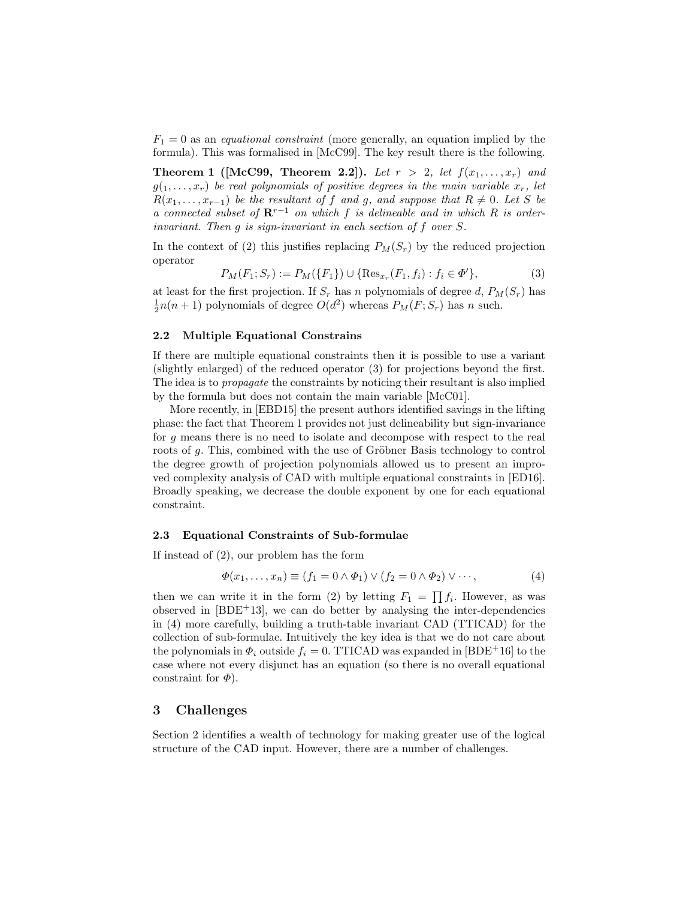$F_1 = 0$ as an *equational constraint* (more generally, an equation implied by the formula). This was formalised in [McC99]. The key result there is the following.

**Theorem 1 ([McC99, Theorem 2.2]).** *Let $r > 2$, let $f(x_1, \ldots, x_r)$ and $g(_1, \ldots, x_r)$ be real polynomials of positive degrees in the main variable $x_r$, let $R(x_1, \ldots, x_{r-1})$ be the resultant of $f$ and $g$, and suppose that $R \neq 0$. Let $S$ be a connected subset of $\mathbf{R}^{r-1}$ on which $f$ is delineable and in which $R$ is order-invariant. Then $g$ is sign-invariant in each section of $f$ over $S$.*

In the context of (2) this justifies replacing $P_M(S_r)$ by the reduced projection operator

$$P_M(F_1; S_r) := P_M(\{F_1\}) \cup \{\mathrm{Res}_{x_r}(F_1, f_i) : f_i \in \Phi'\}, \tag{3}$$

at least for the first projection. If $S_r$ has $n$ polynomials of degree $d$, $P_M(S_r)$ has $\frac{1}{2}n(n+1)$ polynomials of degree $O(d^2)$ whereas $P_M(F; S_r)$ has $n$ such.

### 2.2 Multiple Equational Constrains

If there are multiple equational constraints then it is possible to use a variant (slightly enlarged) of the reduced operator (3) for projections beyond the first. The idea is to *propagate* the constraints by noticing their resultant is also implied by the formula but does not contain the main variable [McC01].

More recently, in [EBD15] the present authors identified savings in the lifting phase: the fact that Theorem 1 provides not just delineability but sign-invariance for $g$ means there is no need to isolate and decompose with respect to the real roots of $g$. This, combined with the use of Gröbner Basis technology to control the degree growth of projection polynomials allowed us to present an improved complexity analysis of CAD with multiple equational constraints in [ED16]. Broadly speaking, we decrease the double exponent by one for each equational constraint.

### 2.3 Equational Constraints of Sub-formulae

If instead of (2), our problem has the form

$$\Phi(x_1, \ldots, x_n) \equiv (f_1 = 0 \wedge \Phi_1) \vee (f_2 = 0 \wedge \Phi_2) \vee \cdots, \tag{4}$$

then we can write it in the form (2) by letting $F_1 = \prod f_i$. However, as was observed in [BDE+13], we can do better by analysing the inter-dependencies in (4) more carefully, building a truth-table invariant CAD (TTICAD) for the collection of sub-formulae. Intuitively the key idea is that we do not care about the polynomials in $\Phi_i$ outside $f_i = 0$. TTICAD was expanded in [BDE+16] to the case where not every disjunct has an equation (so there is no overall equational constraint for $\Phi$).

## 3 Challenges

Section 2 identifies a wealth of technology for making greater use of the logical structure of the CAD input. However, there are a number of challenges.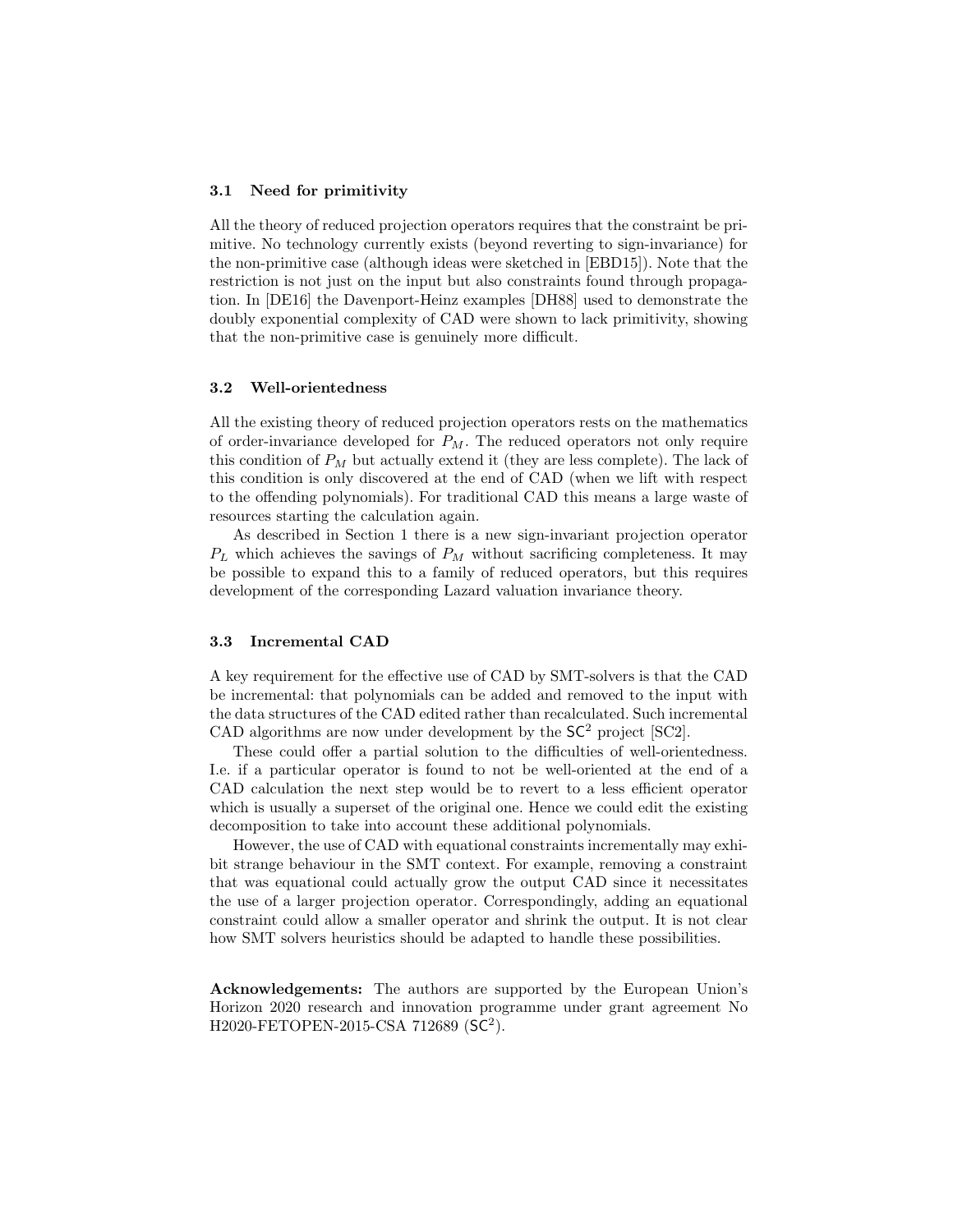### 3.1 Need for primitivity

All the theory of reduced projection operators requires that the constraint be primitive. No technology currently exists (beyond reverting to sign-invariance) for the non-primitive case (although ideas were sketched in [EBD15]). Note that the restriction is not just on the input but also constraints found through propagation. In [DE16] the Davenport-Heinz examples [DH88] used to demonstrate the doubly exponential complexity of CAD were shown to lack primitivity, showing that the non-primitive case is genuinely more difficult.

### 3.2 Well-orientedness

All the existing theory of reduced projection operators rests on the mathematics of order-invariance developed for $P_M$. The reduced operators not only require this condition of $P_M$ but actually extend it (they are less complete). The lack of this condition is only discovered at the end of CAD (when we lift with respect to the offending polynomials). For traditional CAD this means a large waste of resources starting the calculation again.

As described in Section 1 there is a new sign-invariant projection operator $P_L$ which achieves the savings of $P_M$ without sacrificing completeness. It may be possible to expand this to a family of reduced operators, but this requires development of the corresponding Lazard valuation invariance theory.

### 3.3 Incremental CAD

A key requirement for the effective use of CAD by SMT-solvers is that the CAD be incremental: that polynomials can be added and removed to the input with the data structures of the CAD edited rather than recalculated. Such incremental CAD algorithms are now under development by the $\mathsf{SC}^2$ project [SC2].

These could offer a partial solution to the difficulties of well-orientedness. I.e. if a particular operator is found to not be well-oriented at the end of a CAD calculation the next step would be to revert to a less efficient operator which is usually a superset of the original one. Hence we could edit the existing decomposition to take into account these additional polynomials.

However, the use of CAD with equational constraints incrementally may exhibit strange behaviour in the SMT context. For example, removing a constraint that was equational could actually grow the output CAD since it necessitates the use of a larger projection operator. Correspondingly, adding an equational constraint could allow a smaller operator and shrink the output. It is not clear how SMT solvers heuristics should be adapted to handle these possibilities.

**Acknowledgements:** The authors are supported by the European Union's Horizon 2020 research and innovation programme under grant agreement No H2020-FETOPEN-2015-CSA 712689 ($\mathsf{SC}^2$).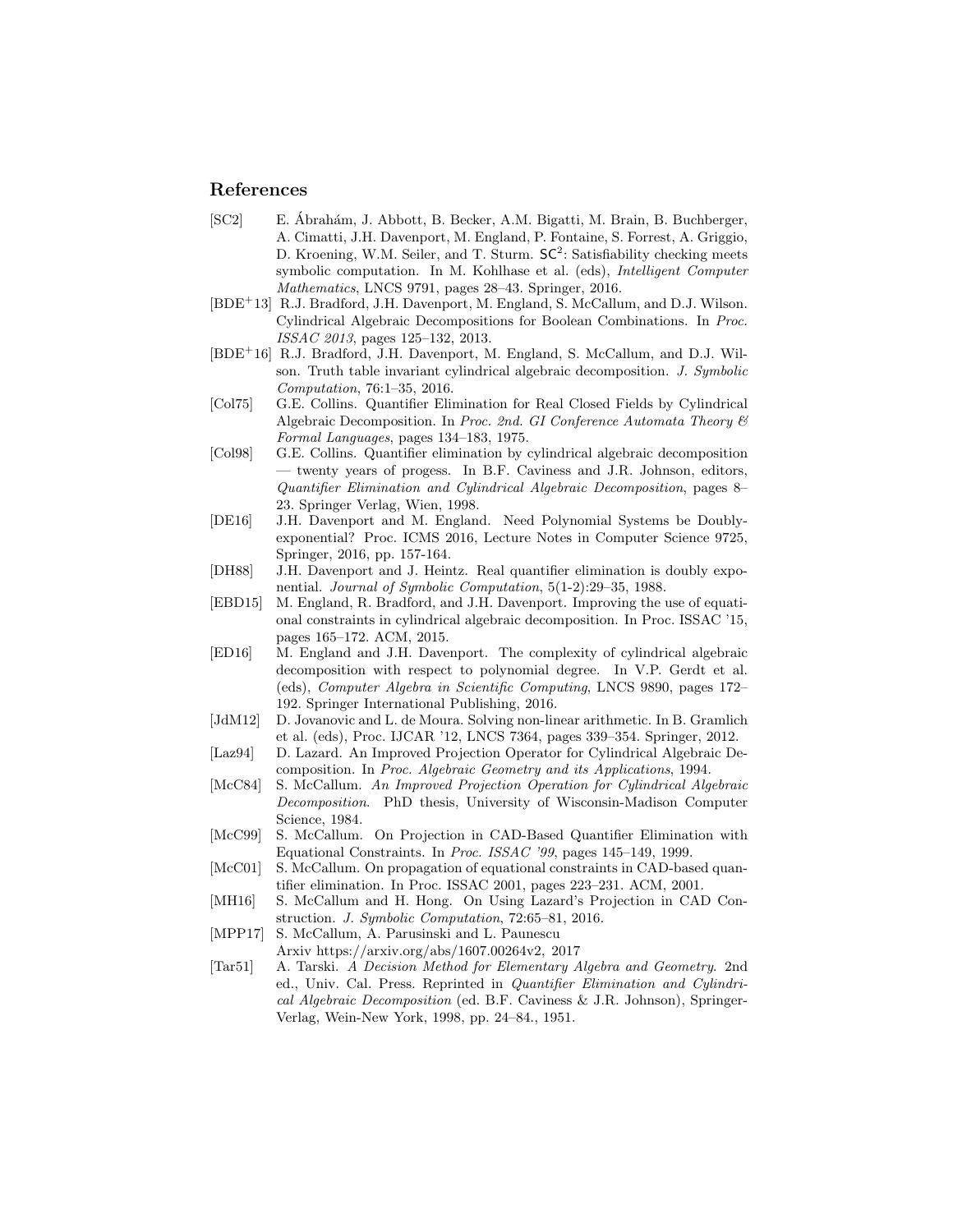## References

[SC2] E. Ábrahám, J. Abbott, B. Becker, A.M. Bigatti, M. Brain, B. Buchberger, A. Cimatti, J.H. Davenport, M. England, P. Fontaine, S. Forrest, A. Griggio, D. Kroening, W.M. Seiler, and T. Sturm. $\mathsf{SC}^2$: Satisfiability checking meets symbolic computation. In M. Kohlhase et al. (eds), *Intelligent Computer Mathematics*, LNCS 9791, pages 28–43. Springer, 2016.

[BDE+13] R.J. Bradford, J.H. Davenport, M. England, S. McCallum, and D.J. Wilson. Cylindrical Algebraic Decompositions for Boolean Combinations. In *Proc. ISSAC 2013*, pages 125–132, 2013.

[BDE+16] R.J. Bradford, J.H. Davenport, M. England, S. McCallum, and D.J. Wilson. Truth table invariant cylindrical algebraic decomposition. *J. Symbolic Computation*, 76:1–35, 2016.

[Col75] G.E. Collins. Quantifier Elimination for Real Closed Fields by Cylindrical Algebraic Decomposition. In *Proc. 2nd. GI Conference Automata Theory & Formal Languages*, pages 134–183, 1975.

[Col98] G.E. Collins. Quantifier elimination by cylindrical algebraic decomposition — twenty years of progess. In B.F. Caviness and J.R. Johnson, editors, *Quantifier Elimination and Cylindrical Algebraic Decomposition*, pages 8–23. Springer Verlag, Wien, 1998.

[DE16] J.H. Davenport and M. England. Need Polynomial Systems be Doubly-exponential? Proc. ICMS 2016, Lecture Notes in Computer Science 9725, Springer, 2016, pp. 157-164.

[DH88] J.H. Davenport and J. Heintz. Real quantifier elimination is doubly exponential. *Journal of Symbolic Computation*, 5(1-2):29–35, 1988.

[EBD15] M. England, R. Bradford, and J.H. Davenport. Improving the use of equational constraints in cylindrical algebraic decomposition. In Proc. ISSAC '15, pages 165–172. ACM, 2015.

[ED16] M. England and J.H. Davenport. The complexity of cylindrical algebraic decomposition with respect to polynomial degree. In V.P. Gerdt et al. (eds), *Computer Algebra in Scientific Computing*, LNCS 9890, pages 172–192. Springer International Publishing, 2016.

[JdM12] D. Jovanovic and L. de Moura. Solving non-linear arithmetic. In B. Gramlich et al. (eds), Proc. IJCAR '12, LNCS 7364, pages 339–354. Springer, 2012.

[Laz94] D. Lazard. An Improved Projection Operator for Cylindrical Algebraic Decomposition. In *Proc. Algebraic Geometry and its Applications*, 1994.

[McC84] S. McCallum. *An Improved Projection Operation for Cylindrical Algebraic Decomposition*. PhD thesis, University of Wisconsin-Madison Computer Science, 1984.

[McC99] S. McCallum. On Projection in CAD-Based Quantifier Elimination with Equational Constraints. In *Proc. ISSAC '99*, pages 145–149, 1999.

[McC01] S. McCallum. On propagation of equational constraints in CAD-based quantifier elimination. In Proc. ISSAC 2001, pages 223–231. ACM, 2001.

[MH16] S. McCallum and H. Hong. On Using Lazard's Projection in CAD Construction. *J. Symbolic Computation*, 72:65–81, 2016.

[MPP17] S. McCallum, A. Parusinski and L. Paunescu Arxiv https://arxiv.org/abs/1607.00264v2, 2017

[Tar51] A. Tarski. *A Decision Method for Elementary Algebra and Geometry*. 2nd ed., Univ. Cal. Press. Reprinted in *Quantifier Elimination and Cylindrical Algebraic Decomposition* (ed. B.F. Caviness & J.R. Johnson), Springer-Verlag, Wein-New York, 1998, pp. 24–84., 1951.